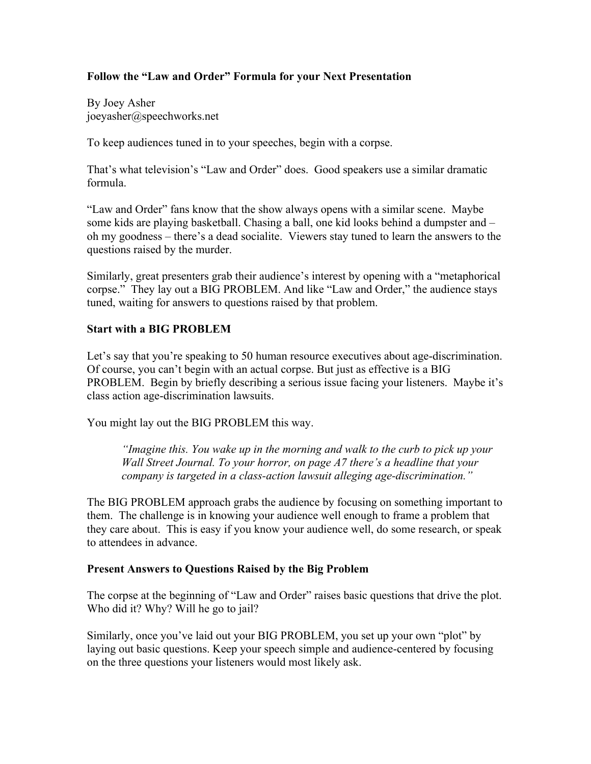# Follow the "Law and Order" Formula for your Next Presentation

By Joey Asher
joeyasher@speechworks.net

To keep audiences tuned in to your speeches, begin with a corpse.

That's what television's "Law and Order" does. Good speakers use a similar dramatic formula.

"Law and Order" fans know that the show always opens with a similar scene. Maybe some kids are playing basketball. Chasing a ball, one kid looks behind a dumpster and – oh my goodness – there's a dead socialite. Viewers stay tuned to learn the answers to the questions raised by the murder.

Similarly, great presenters grab their audience's interest by opening with a "metaphorical corpse." They lay out a BIG PROBLEM. And like "Law and Order," the audience stays tuned, waiting for answers to questions raised by that problem.

## Start with a BIG PROBLEM

Let's say that you're speaking to 50 human resource executives about age-discrimination. Of course, you can't begin with an actual corpse. But just as effective is a BIG PROBLEM. Begin by briefly describing a serious issue facing your listeners. Maybe it's class action age-discrimination lawsuits.

You might lay out the BIG PROBLEM this way.

> *"Imagine this. You wake up in the morning and walk to the curb to pick up your Wall Street Journal. To your horror, on page A7 there's a headline that your company is targeted in a class-action lawsuit alleging age-discrimination."*

The BIG PROBLEM approach grabs the audience by focusing on something important to them. The challenge is in knowing your audience well enough to frame a problem that they care about. This is easy if you know your audience well, do some research, or speak to attendees in advance.

## Present Answers to Questions Raised by the Big Problem

The corpse at the beginning of "Law and Order" raises basic questions that drive the plot. Who did it? Why? Will he go to jail?

Similarly, once you've laid out your BIG PROBLEM, you set up your own "plot" by laying out basic questions. Keep your speech simple and audience-centered by focusing on the three questions your listeners would most likely ask.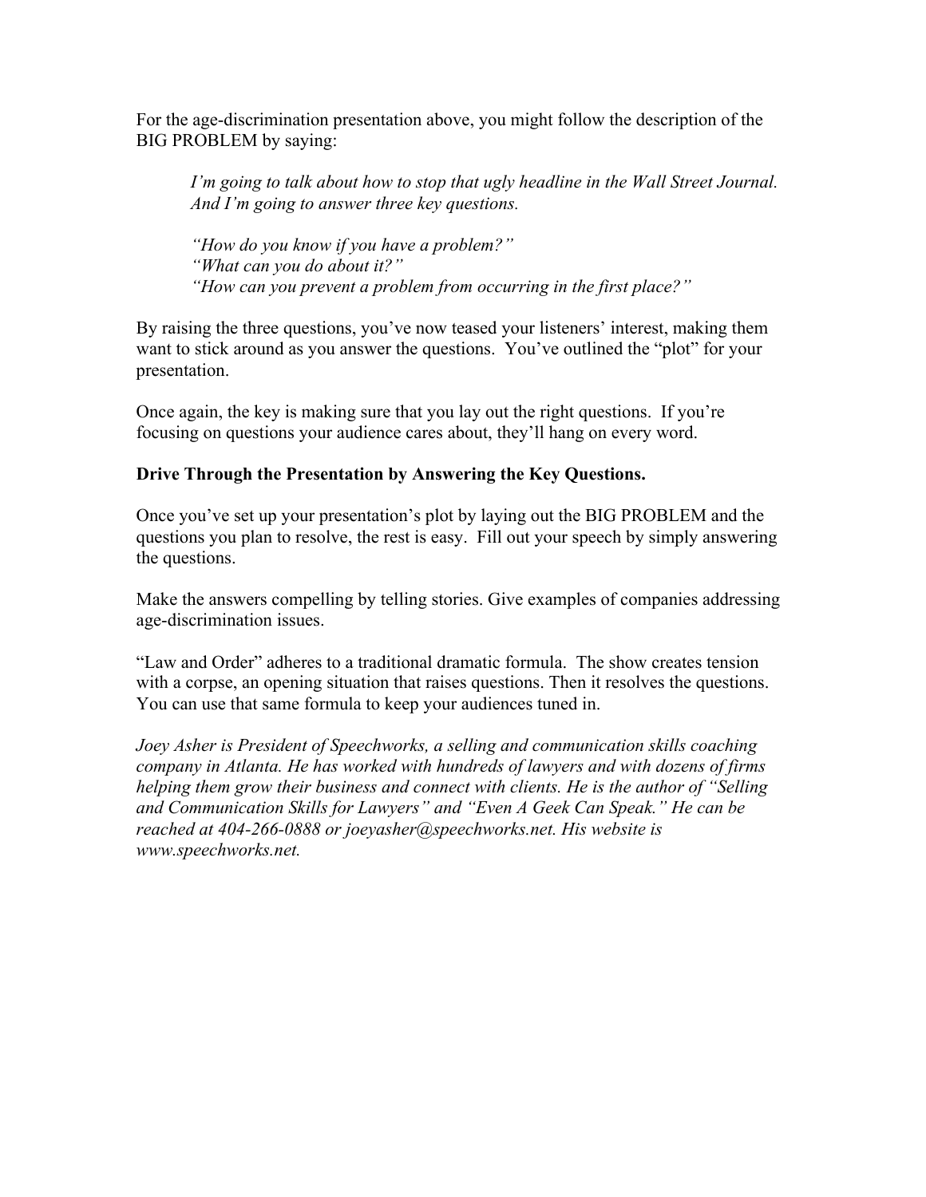For the age-discrimination presentation above, you might follow the description of the BIG PROBLEM by saying:

> *I'm going to talk about how to stop that ugly headline in the Wall Street Journal. And I'm going to answer three key questions.*
>
> *"How do you know if you have a problem?"*
> *"What can you do about it?"*
> *"How can you prevent a problem from occurring in the first place?"*

By raising the three questions, you've now teased your listeners' interest, making them want to stick around as you answer the questions. You've outlined the "plot" for your presentation.

Once again, the key is making sure that you lay out the right questions. If you're focusing on questions your audience cares about, they'll hang on every word.

**Drive Through the Presentation by Answering the Key Questions.**

Once you've set up your presentation's plot by laying out the BIG PROBLEM and the questions you plan to resolve, the rest is easy. Fill out your speech by simply answering the questions.

Make the answers compelling by telling stories. Give examples of companies addressing age-discrimination issues.

"Law and Order" adheres to a traditional dramatic formula. The show creates tension with a corpse, an opening situation that raises questions. Then it resolves the questions. You can use that same formula to keep your audiences tuned in.

*Joey Asher is President of Speechworks, a selling and communication skills coaching company in Atlanta. He has worked with hundreds of lawyers and with dozens of firms helping them grow their business and connect with clients. He is the author of "Selling and Communication Skills for Lawyers" and "Even A Geek Can Speak." He can be reached at 404-266-0888 or joeyasher@speechworks.net. His website is www.speechworks.net.*